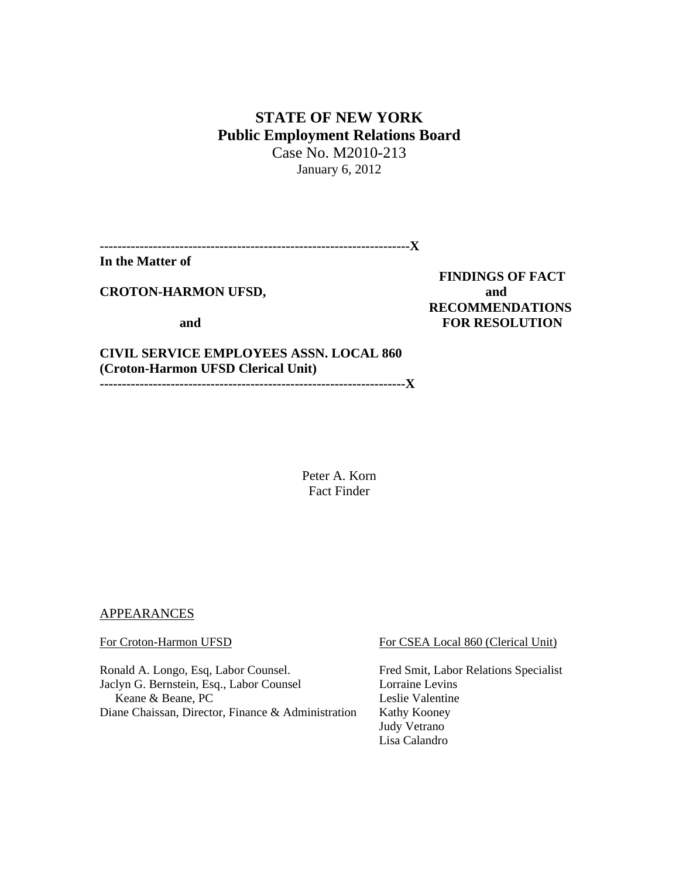**STATE OF NEW YORK**
**Public Employment Relations Board**
Case No. M2010-213
January 6, 2012

--------------------------------------------------------------------X

**In the Matter of**

**CROTON-HARMON UFSD,**

**and**

**CIVIL SERVICE EMPLOYEES ASSN. LOCAL 860**
**(Croton-Harmon UFSD Clerical Unit)**

--------------------------------------------------------------------X

**FINDINGS OF FACT**
**and**
**RECOMMENDATIONS**
**FOR RESOLUTION**

Peter A. Korn
Fact Finder

APPEARANCES

For Croton-Harmon UFSD

Ronald A. Longo, Esq, Labor Counsel.
Jaclyn G. Bernstein, Esq., Labor Counsel
Keane & Beane, PC
Diane Chaissan, Director, Finance & Administration

For CSEA Local 860 (Clerical Unit)

Fred Smit, Labor Relations Specialist
Lorraine Levins
Leslie Valentine
Kathy Kooney
Judy Vetrano
Lisa Calandro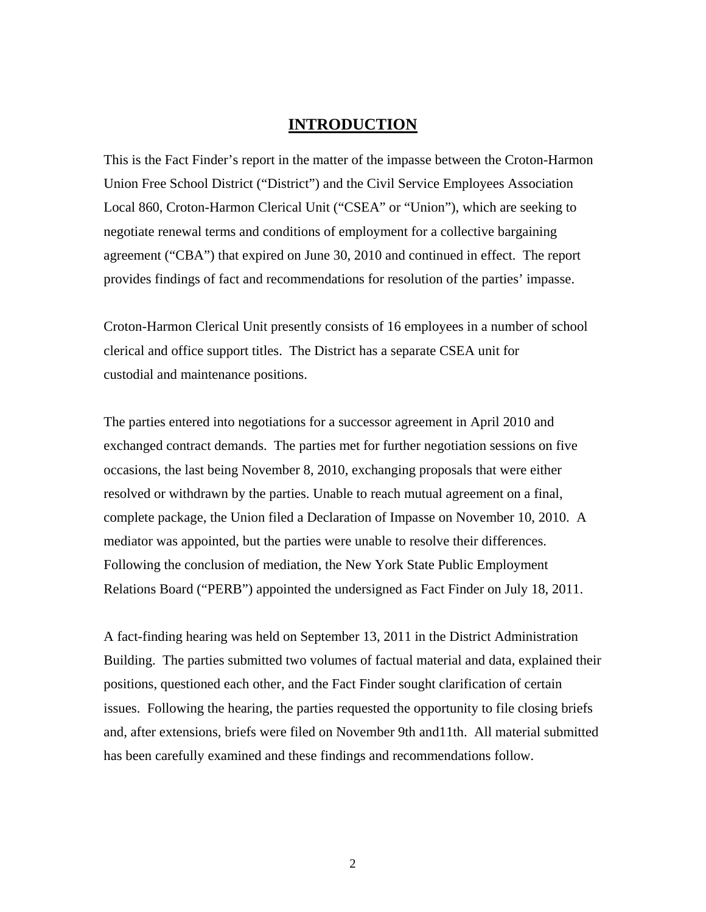# INTRODUCTION

This is the Fact Finder's report in the matter of the impasse between the Croton-Harmon Union Free School District ("District") and the Civil Service Employees Association Local 860, Croton-Harmon Clerical Unit ("CSEA" or "Union"), which are seeking to negotiate renewal terms and conditions of employment for a collective bargaining agreement ("CBA") that expired on June 30, 2010 and continued in effect. The report provides findings of fact and recommendations for resolution of the parties' impasse.

Croton-Harmon Clerical Unit presently consists of 16 employees in a number of school clerical and office support titles. The District has a separate CSEA unit for custodial and maintenance positions.

The parties entered into negotiations for a successor agreement in April 2010 and exchanged contract demands. The parties met for further negotiation sessions on five occasions, the last being November 8, 2010, exchanging proposals that were either resolved or withdrawn by the parties. Unable to reach mutual agreement on a final, complete package, the Union filed a Declaration of Impasse on November 10, 2010. A mediator was appointed, but the parties were unable to resolve their differences. Following the conclusion of mediation, the New York State Public Employment Relations Board ("PERB") appointed the undersigned as Fact Finder on July 18, 2011.

A fact-finding hearing was held on September 13, 2011 in the District Administration Building. The parties submitted two volumes of factual material and data, explained their positions, questioned each other, and the Fact Finder sought clarification of certain issues. Following the hearing, the parties requested the opportunity to file closing briefs and, after extensions, briefs were filed on November 9th and11th. All material submitted has been carefully examined and these findings and recommendations follow.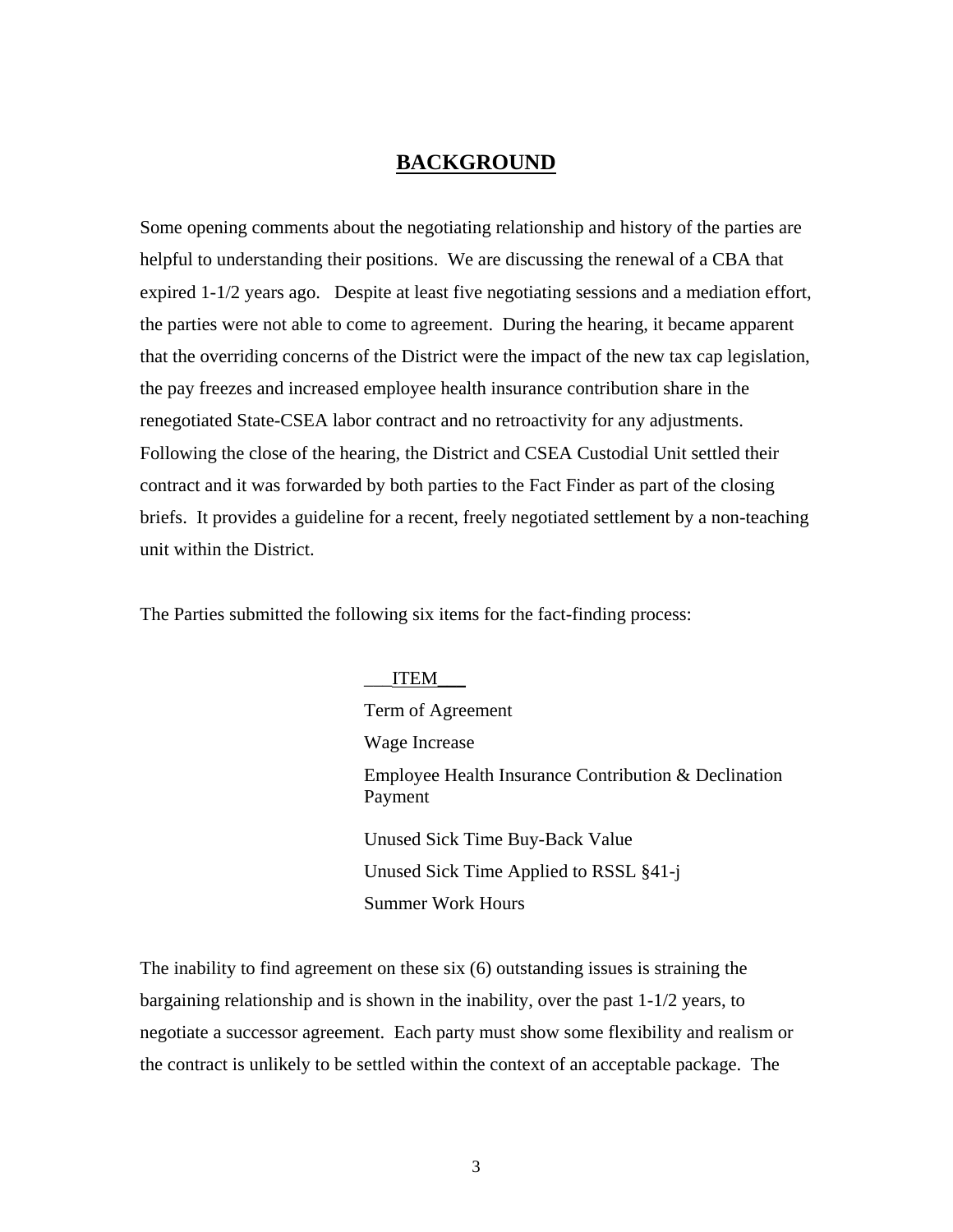# BACKGROUND

Some opening comments about the negotiating relationship and history of the parties are helpful to understanding their positions. We are discussing the renewal of a CBA that expired 1-1/2 years ago. Despite at least five negotiating sessions and a mediation effort, the parties were not able to come to agreement. During the hearing, it became apparent that the overriding concerns of the District were the impact of the new tax cap legislation, the pay freezes and increased employee health insurance contribution share in the renegotiated State-CSEA labor contract and no retroactivity for any adjustments. Following the close of the hearing, the District and CSEA Custodial Unit settled their contract and it was forwarded by both parties to the Fact Finder as part of the closing briefs. It provides a guideline for a recent, freely negotiated settlement by a non-teaching unit within the District.

The Parties submitted the following six items for the fact-finding process:

| ITEM |
| --- |
| Term of Agreement |
| Wage Increase |
| Employee Health Insurance Contribution & Declination Payment |
| Unused Sick Time Buy-Back Value |
| Unused Sick Time Applied to RSSL §41-j |
| Summer Work Hours |

The inability to find agreement on these six (6) outstanding issues is straining the bargaining relationship and is shown in the inability, over the past 1-1/2 years, to negotiate a successor agreement. Each party must show some flexibility and realism or the contract is unlikely to be settled within the context of an acceptable package. The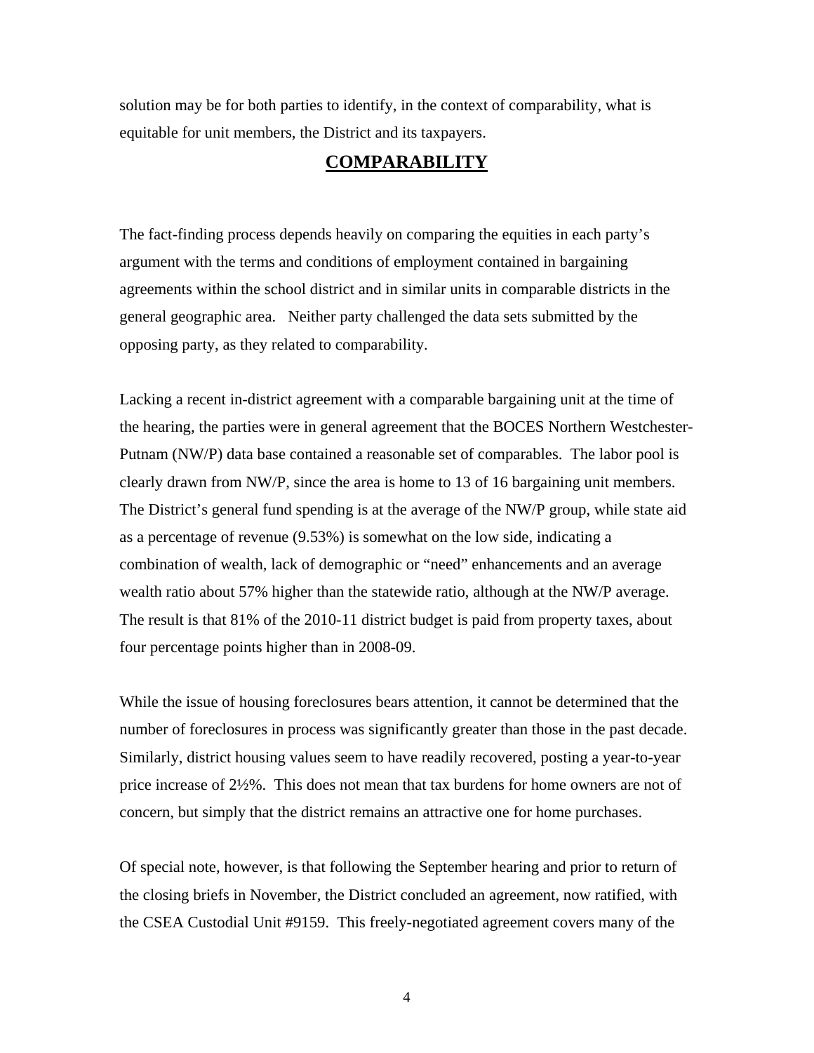solution may be for both parties to identify, in the context of comparability, what is equitable for unit members, the District and its taxpayers.

## COMPARABILITY

The fact-finding process depends heavily on comparing the equities in each party's argument with the terms and conditions of employment contained in bargaining agreements within the school district and in similar units in comparable districts in the general geographic area. Neither party challenged the data sets submitted by the opposing party, as they related to comparability.

Lacking a recent in-district agreement with a comparable bargaining unit at the time of the hearing, the parties were in general agreement that the BOCES Northern Westchester-Putnam (NW/P) data base contained a reasonable set of comparables. The labor pool is clearly drawn from NW/P, since the area is home to 13 of 16 bargaining unit members. The District's general fund spending is at the average of the NW/P group, while state aid as a percentage of revenue (9.53%) is somewhat on the low side, indicating a combination of wealth, lack of demographic or "need" enhancements and an average wealth ratio about 57% higher than the statewide ratio, although at the NW/P average. The result is that 81% of the 2010-11 district budget is paid from property taxes, about four percentage points higher than in 2008-09.

While the issue of housing foreclosures bears attention, it cannot be determined that the number of foreclosures in process was significantly greater than those in the past decade. Similarly, district housing values seem to have readily recovered, posting a year-to-year price increase of 2½%. This does not mean that tax burdens for home owners are not of concern, but simply that the district remains an attractive one for home purchases.

Of special note, however, is that following the September hearing and prior to return of the closing briefs in November, the District concluded an agreement, now ratified, with the CSEA Custodial Unit #9159. This freely-negotiated agreement covers many of the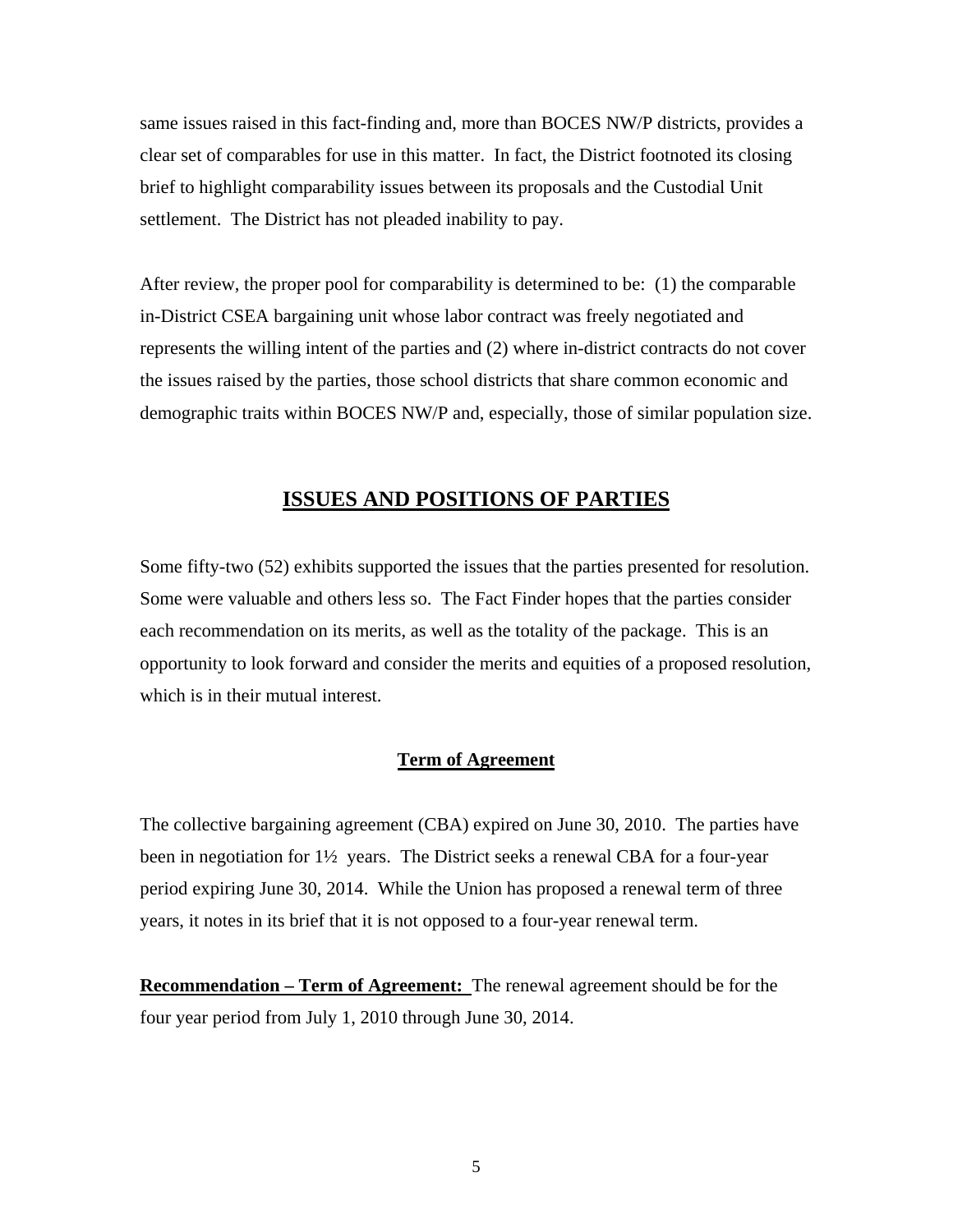same issues raised in this fact-finding and, more than BOCES NW/P districts, provides a clear set of comparables for use in this matter. In fact, the District footnoted its closing brief to highlight comparability issues between its proposals and the Custodial Unit settlement. The District has not pleaded inability to pay.

After review, the proper pool for comparability is determined to be: (1) the comparable in-District CSEA bargaining unit whose labor contract was freely negotiated and represents the willing intent of the parties and (2) where in-district contracts do not cover the issues raised by the parties, those school districts that share common economic and demographic traits within BOCES NW/P and, especially, those of similar population size.

## ISSUES AND POSITIONS OF PARTIES

Some fifty-two (52) exhibits supported the issues that the parties presented for resolution. Some were valuable and others less so. The Fact Finder hopes that the parties consider each recommendation on its merits, as well as the totality of the package. This is an opportunity to look forward and consider the merits and equities of a proposed resolution, which is in their mutual interest.

### Term of Agreement

The collective bargaining agreement (CBA) expired on June 30, 2010. The parties have been in negotiation for 1½ years. The District seeks a renewal CBA for a four-year period expiring June 30, 2014. While the Union has proposed a renewal term of three years, it notes in its brief that it is not opposed to a four-year renewal term.

**Recommendation – Term of Agreement:** The renewal agreement should be for the four year period from July 1, 2010 through June 30, 2014.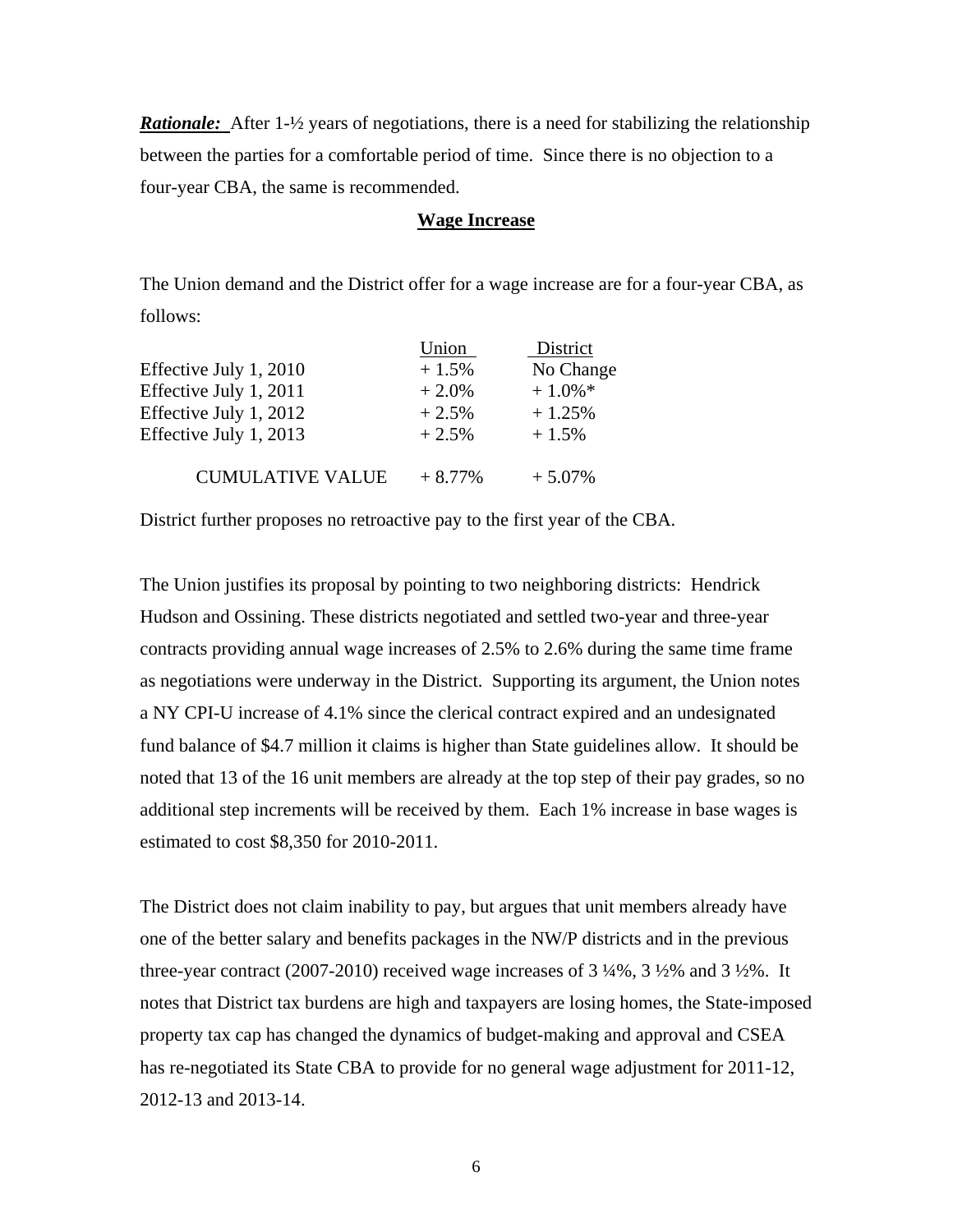***Rationale:*** After 1-½ years of negotiations, there is a need for stabilizing the relationship between the parties for a comfortable period of time. Since there is no objection to a four-year CBA, the same is recommended.

## Wage Increase

The Union demand and the District offer for a wage increase are for a four-year CBA, as follows:

| | Union | District |
|---|---|---|
| Effective July 1, 2010 | + 1.5% | No Change |
| Effective July 1, 2011 | + 2.0% | + 1.0%* |
| Effective July 1, 2012 | + 2.5% | + 1.25% |
| Effective July 1, 2013 | + 2.5% | + 1.5% |
| CUMULATIVE VALUE | + 8.77% | + 5.07% |

District further proposes no retroactive pay to the first year of the CBA.

The Union justifies its proposal by pointing to two neighboring districts: Hendrick Hudson and Ossining. These districts negotiated and settled two-year and three-year contracts providing annual wage increases of 2.5% to 2.6% during the same time frame as negotiations were underway in the District. Supporting its argument, the Union notes a NY CPI-U increase of 4.1% since the clerical contract expired and an undesignated fund balance of $4.7 million it claims is higher than State guidelines allow. It should be noted that 13 of the 16 unit members are already at the top step of their pay grades, so no additional step increments will be received by them. Each 1% increase in base wages is estimated to cost $8,350 for 2010-2011.

The District does not claim inability to pay, but argues that unit members already have one of the better salary and benefits packages in the NW/P districts and in the previous three-year contract (2007-2010) received wage increases of 3 ¼%, 3 ½% and 3 ½%. It notes that District tax burdens are high and taxpayers are losing homes, the State-imposed property tax cap has changed the dynamics of budget-making and approval and CSEA has re-negotiated its State CBA to provide for no general wage adjustment for 2011-12, 2012-13 and 2013-14.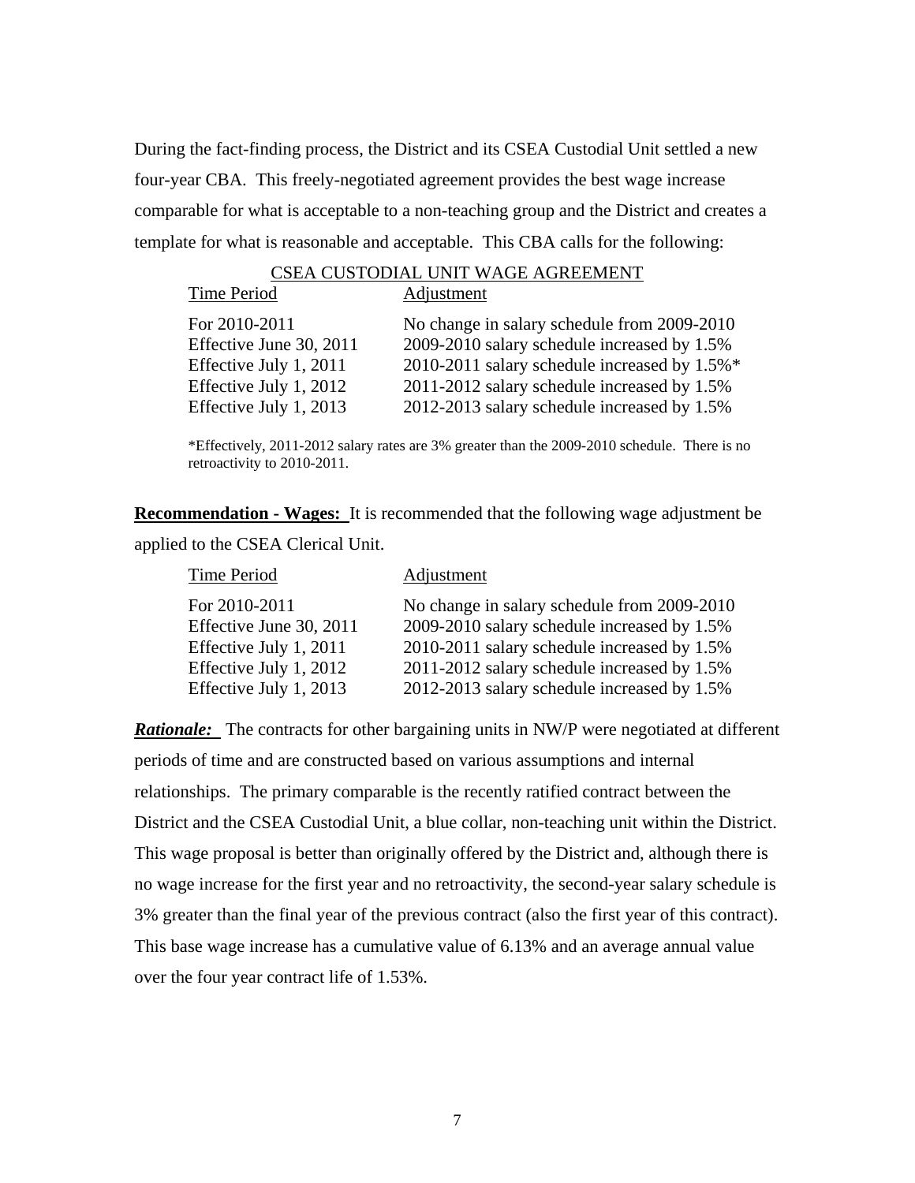During the fact-finding process, the District and its CSEA Custodial Unit settled a new four-year CBA. This freely-negotiated agreement provides the best wage increase comparable for what is acceptable to a non-teaching group and the District and creates a template for what is reasonable and acceptable. This CBA calls for the following:

CSEA CUSTODIAL UNIT WAGE AGREEMENT

| Time Period | Adjustment |
|---|---|
| For 2010-2011 | No change in salary schedule from 2009-2010 |
| Effective June 30, 2011 | 2009-2010 salary schedule increased by 1.5% |
| Effective July 1, 2011 | 2010-2011 salary schedule increased by 1.5%* |
| Effective July 1, 2012 | 2011-2012 salary schedule increased by 1.5% |
| Effective July 1, 2013 | 2012-2013 salary schedule increased by 1.5% |

*Effectively, 2011-2012 salary rates are 3% greater than the 2009-2010 schedule. There is no retroactivity to 2010-2011.

**Recommendation - Wages:** It is recommended that the following wage adjustment be applied to the CSEA Clerical Unit.

| Time Period | Adjustment |
|---|---|
| For 2010-2011 | No change in salary schedule from 2009-2010 |
| Effective June 30, 2011 | 2009-2010 salary schedule increased by 1.5% |
| Effective July 1, 2011 | 2010-2011 salary schedule increased by 1.5% |
| Effective July 1, 2012 | 2011-2012 salary schedule increased by 1.5% |
| Effective July 1, 2013 | 2012-2013 salary schedule increased by 1.5% |

***Rationale:*** The contracts for other bargaining units in NW/P were negotiated at different periods of time and are constructed based on various assumptions and internal relationships. The primary comparable is the recently ratified contract between the District and the CSEA Custodial Unit, a blue collar, non-teaching unit within the District. This wage proposal is better than originally offered by the District and, although there is no wage increase for the first year and no retroactivity, the second-year salary schedule is 3% greater than the final year of the previous contract (also the first year of this contract). This base wage increase has a cumulative value of 6.13% and an average annual value over the four year contract life of 1.53%.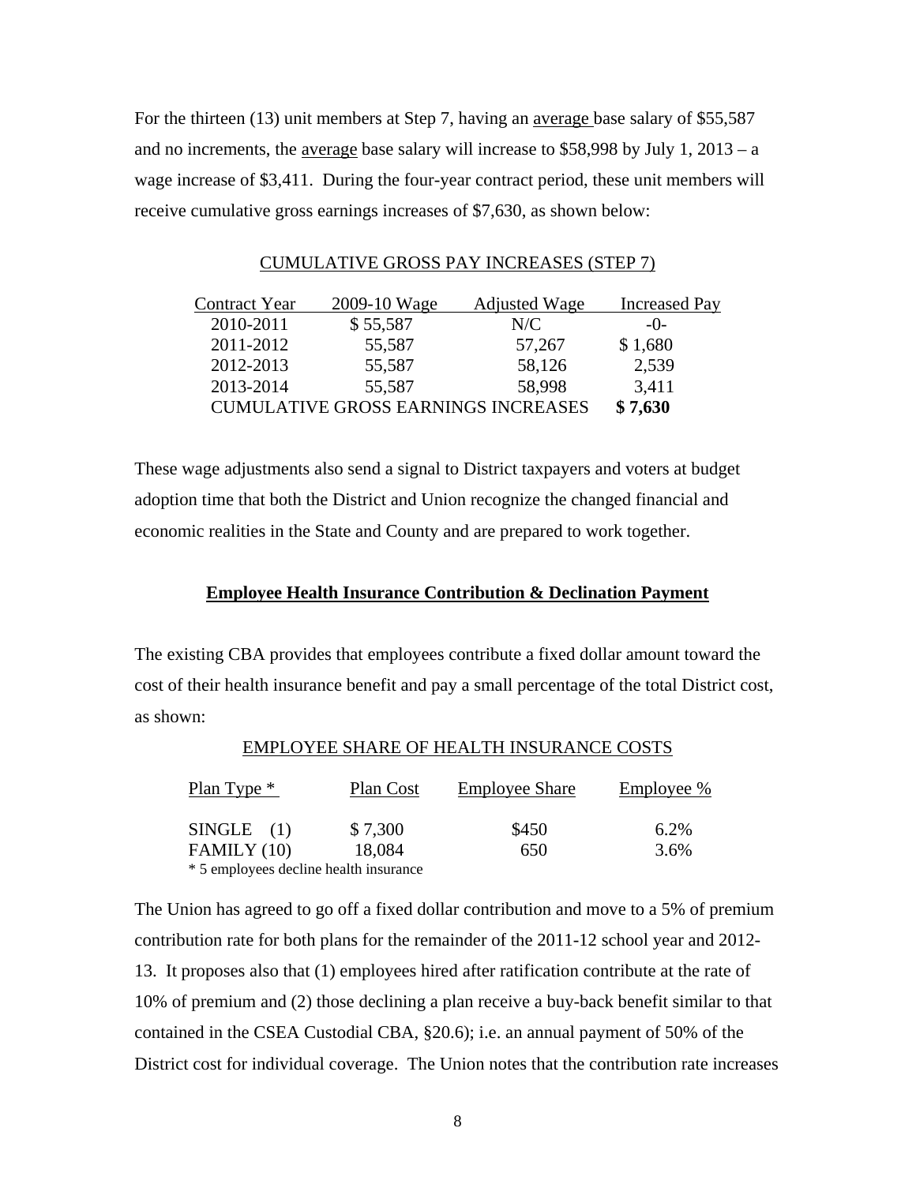For the thirteen (13) unit members at Step 7, having an average base salary of $55,587 and no increments, the average base salary will increase to $58,998 by July 1, 2013 – a wage increase of $3,411. During the four-year contract period, these unit members will receive cumulative gross earnings increases of $7,630, as shown below:

CUMULATIVE GROSS PAY INCREASES (STEP 7)

| Contract Year | 2009-10 Wage | Adjusted Wage | Increased Pay |
|---|---|---|---|
| 2010-2011 | $ 55,587 | N/C | -0- |
| 2011-2012 | 55,587 | 57,267 | $ 1,680 |
| 2012-2013 | 55,587 | 58,126 | 2,539 |
| 2013-2014 | 55,587 | 58,998 | 3,411 |
| CUMULATIVE GROSS EARNINGS INCREASES | | | **$ 7,630** |

These wage adjustments also send a signal to District taxpayers and voters at budget adoption time that both the District and Union recognize the changed financial and economic realities in the State and County and are prepared to work together.

## Employee Health Insurance Contribution & Declination Payment

The existing CBA provides that employees contribute a fixed dollar amount toward the cost of their health insurance benefit and pay a small percentage of the total District cost, as shown:

EMPLOYEE SHARE OF HEALTH INSURANCE COSTS

| Plan Type * | Plan Cost | Employee Share | Employee % |
|---|---|---|---|
| SINGLE (1) | $ 7,300 | $450 | 6.2% |
| FAMILY (10) | 18,084 | 650 | 3.6% |

\* 5 employees decline health insurance

The Union has agreed to go off a fixed dollar contribution and move to a 5% of premium contribution rate for both plans for the remainder of the 2011-12 school year and 2012-13. It proposes also that (1) employees hired after ratification contribute at the rate of 10% of premium and (2) those declining a plan receive a buy-back benefit similar to that contained in the CSEA Custodial CBA, §20.6); i.e. an annual payment of 50% of the District cost for individual coverage. The Union notes that the contribution rate increases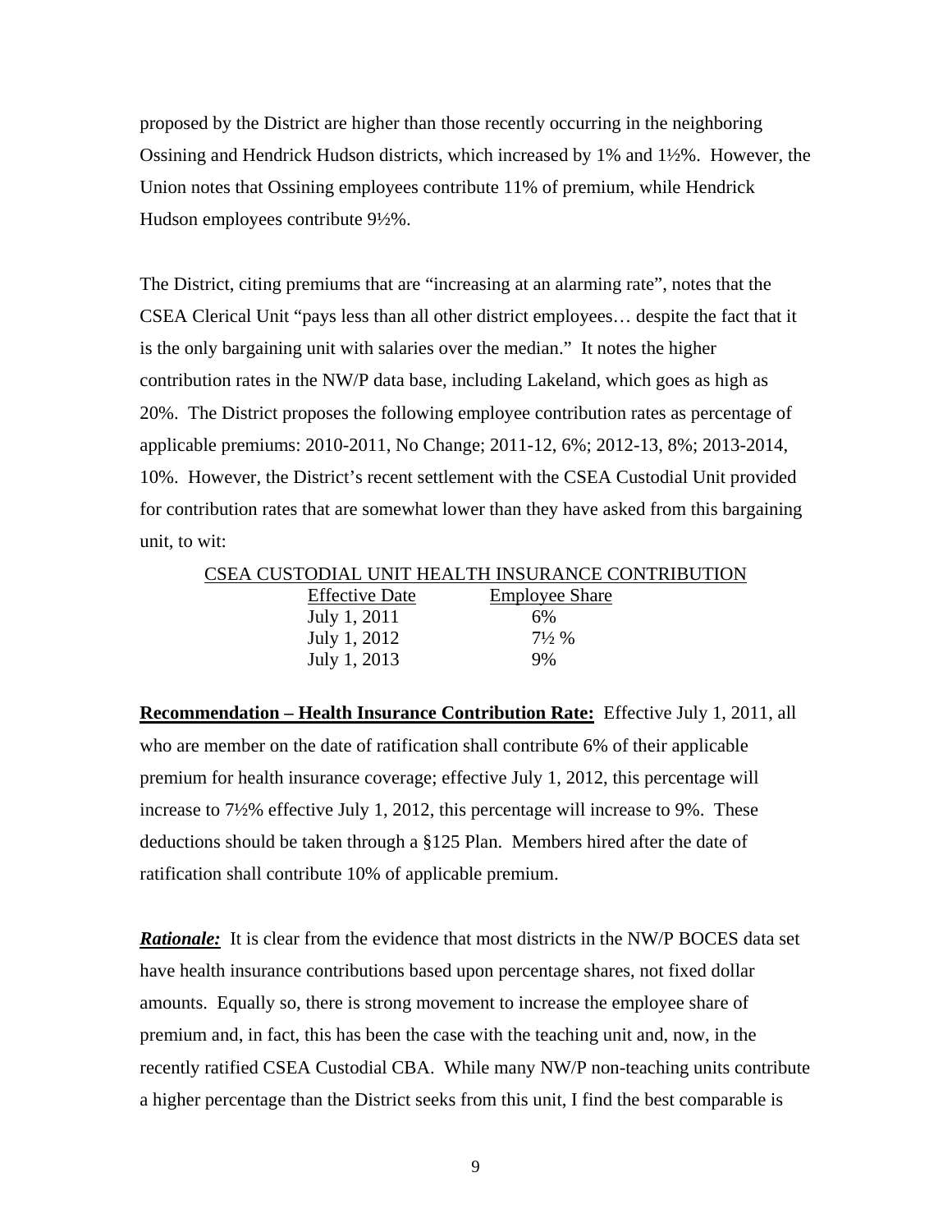proposed by the District are higher than those recently occurring in the neighboring Ossining and Hendrick Hudson districts, which increased by 1% and 1½%. However, the Union notes that Ossining employees contribute 11% of premium, while Hendrick Hudson employees contribute 9½%.

The District, citing premiums that are "increasing at an alarming rate", notes that the CSEA Clerical Unit "pays less than all other district employees… despite the fact that it is the only bargaining unit with salaries over the median." It notes the higher contribution rates in the NW/P data base, including Lakeland, which goes as high as 20%. The District proposes the following employee contribution rates as percentage of applicable premiums: 2010-2011, No Change; 2011-12, 6%; 2012-13, 8%; 2013-2014, 10%. However, the District's recent settlement with the CSEA Custodial Unit provided for contribution rates that are somewhat lower than they have asked from this bargaining unit, to wit:

CSEA CUSTODIAL UNIT HEALTH INSURANCE CONTRIBUTION

| Effective Date | Employee Share |
|---|---|
| July 1, 2011 | 6% |
| July 1, 2012 | 7½ % |
| July 1, 2013 | 9% |

**Recommendation – Health Insurance Contribution Rate:** Effective July 1, 2011, all who are member on the date of ratification shall contribute 6% of their applicable premium for health insurance coverage; effective July 1, 2012, this percentage will increase to 7½% effective July 1, 2012, this percentage will increase to 9%. These deductions should be taken through a §125 Plan. Members hired after the date of ratification shall contribute 10% of applicable premium.

***Rationale:*** It is clear from the evidence that most districts in the NW/P BOCES data set have health insurance contributions based upon percentage shares, not fixed dollar amounts. Equally so, there is strong movement to increase the employee share of premium and, in fact, this has been the case with the teaching unit and, now, in the recently ratified CSEA Custodial CBA. While many NW/P non-teaching units contribute a higher percentage than the District seeks from this unit, I find the best comparable is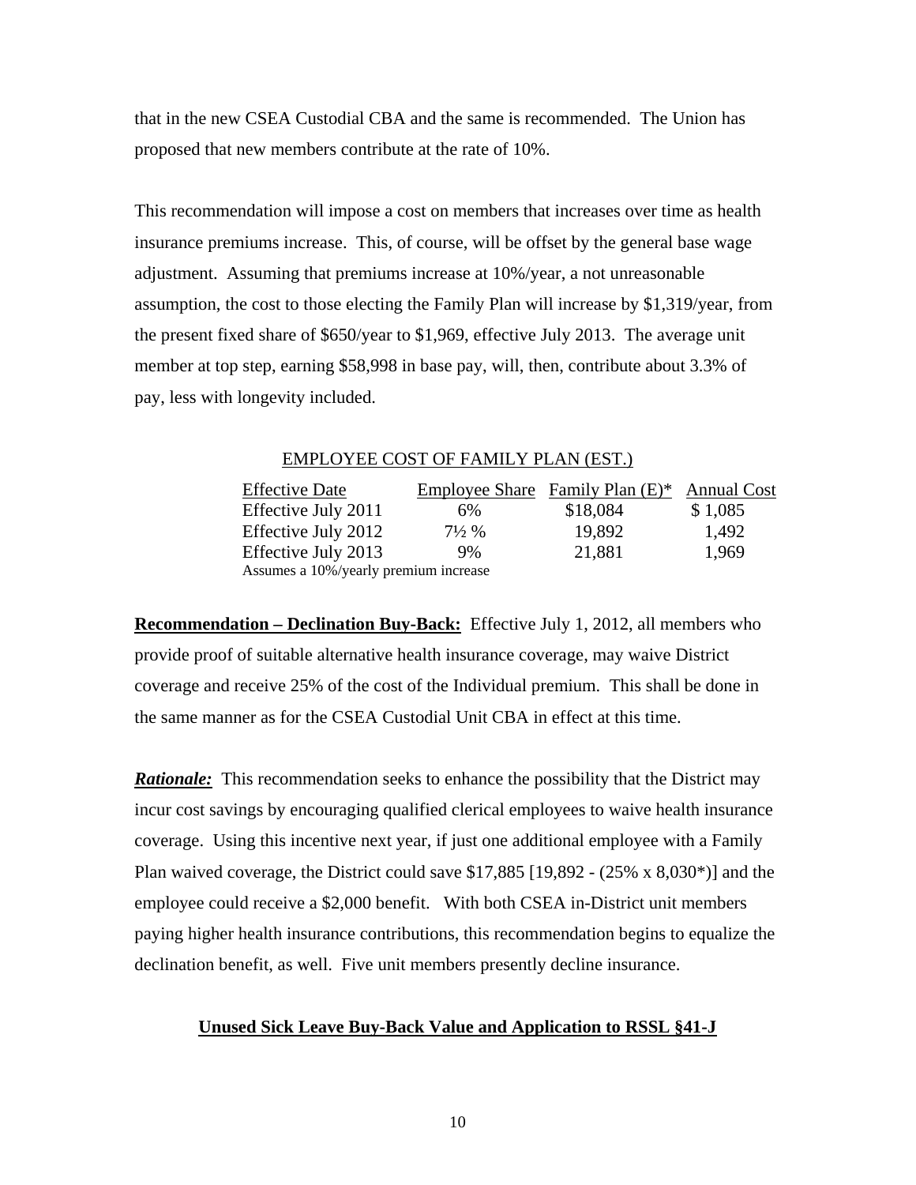that in the new CSEA Custodial CBA and the same is recommended. The Union has proposed that new members contribute at the rate of 10%.

This recommendation will impose a cost on members that increases over time as health insurance premiums increase. This, of course, will be offset by the general base wage adjustment. Assuming that premiums increase at 10%/year, a not unreasonable assumption, the cost to those electing the Family Plan will increase by $1,319/year, from the present fixed share of $650/year to $1,969, effective July 2013. The average unit member at top step, earning $58,998 in base pay, will, then, contribute about 3.3% of pay, less with longevity included.

EMPLOYEE COST OF FAMILY PLAN (EST.)

| Effective Date | Employee Share | Family Plan (E)* | Annual Cost |
|---|---|---|---|
| Effective July 2011 | 6% | $18,084 | $ 1,085 |
| Effective July 2012 | 7½ % | 19,892 | 1,492 |
| Effective July 2013 | 9% | 21,881 | 1,969 |

Assumes a 10%/yearly premium increase

**Recommendation – Declination Buy-Back:** Effective July 1, 2012, all members who provide proof of suitable alternative health insurance coverage, may waive District coverage and receive 25% of the cost of the Individual premium. This shall be done in the same manner as for the CSEA Custodial Unit CBA in effect at this time.

***Rationale:*** This recommendation seeks to enhance the possibility that the District may incur cost savings by encouraging qualified clerical employees to waive health insurance coverage. Using this incentive next year, if just one additional employee with a Family Plan waived coverage, the District could save $17,885 [19,892 - (25% x 8,030*)] and the employee could receive a $2,000 benefit. With both CSEA in-District unit members paying higher health insurance contributions, this recommendation begins to equalize the declination benefit, as well. Five unit members presently decline insurance.

**Unused Sick Leave Buy-Back Value and Application to RSSL §41-J**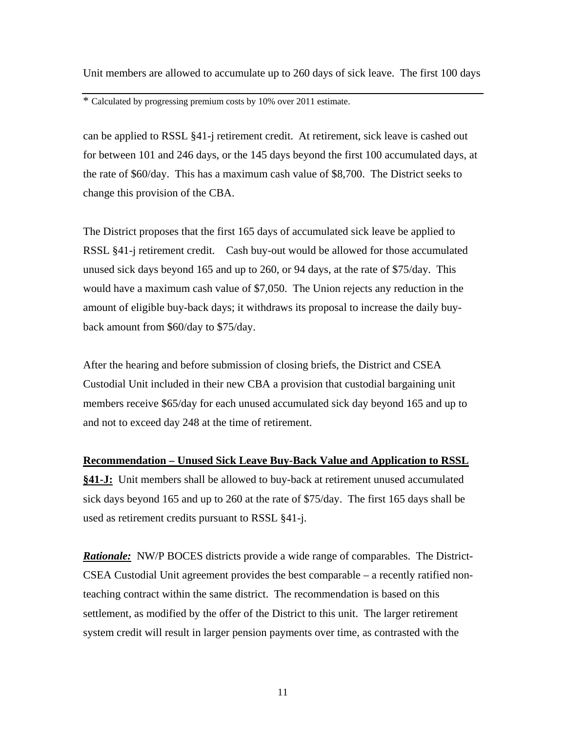Unit members are allowed to accumulate up to 260 days of sick leave. The first 100 days

* Calculated by progressing premium costs by 10% over 2011 estimate.

can be applied to RSSL §41-j retirement credit. At retirement, sick leave is cashed out for between 101 and 246 days, or the 145 days beyond the first 100 accumulated days, at the rate of $60/day. This has a maximum cash value of $8,700. The District seeks to change this provision of the CBA.

The District proposes that the first 165 days of accumulated sick leave be applied to RSSL §41-j retirement credit. Cash buy-out would be allowed for those accumulated unused sick days beyond 165 and up to 260, or 94 days, at the rate of $75/day. This would have a maximum cash value of $7,050. The Union rejects any reduction in the amount of eligible buy-back days; it withdraws its proposal to increase the daily buy-back amount from $60/day to $75/day.

After the hearing and before submission of closing briefs, the District and CSEA Custodial Unit included in their new CBA a provision that custodial bargaining unit members receive $65/day for each unused accumulated sick day beyond 165 and up to and not to exceed day 248 at the time of retirement.

**Recommendation – Unused Sick Leave Buy-Back Value and Application to RSSL §41-J:** Unit members shall be allowed to buy-back at retirement unused accumulated sick days beyond 165 and up to 260 at the rate of $75/day. The first 165 days shall be used as retirement credits pursuant to RSSL §41-j.

***Rationale:*** NW/P BOCES districts provide a wide range of comparables. The District-CSEA Custodial Unit agreement provides the best comparable – a recently ratified non-teaching contract within the same district. The recommendation is based on this settlement, as modified by the offer of the District to this unit. The larger retirement system credit will result in larger pension payments over time, as contrasted with the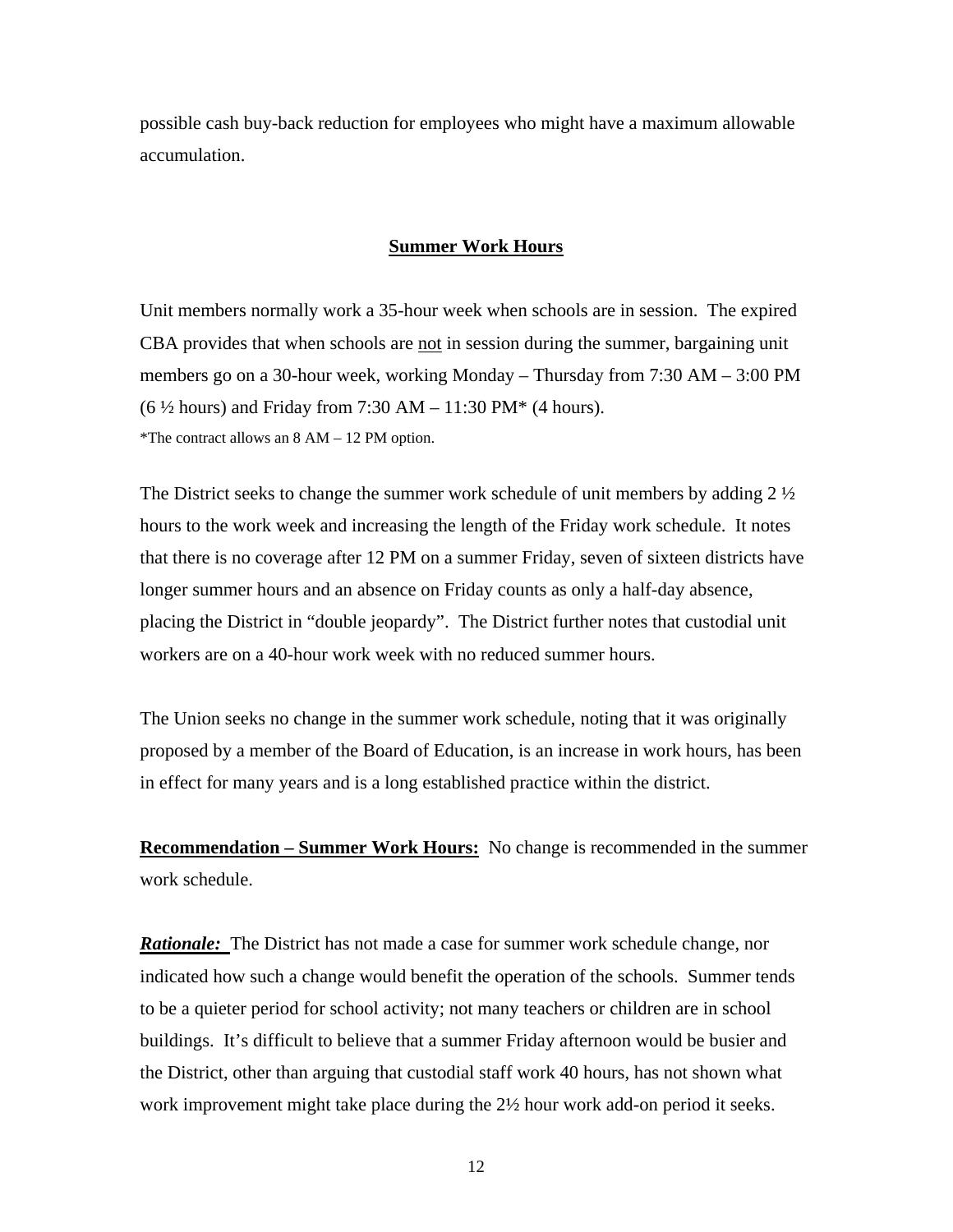possible cash buy-back reduction for employees who might have a maximum allowable accumulation.

## Summer Work Hours

Unit members normally work a 35-hour week when schools are in session. The expired CBA provides that when schools are not in session during the summer, bargaining unit members go on a 30-hour week, working Monday – Thursday from 7:30 AM – 3:00 PM (6 ½ hours) and Friday from 7:30 AM – 11:30 PM* (4 hours).

*The contract allows an 8 AM – 12 PM option.

The District seeks to change the summer work schedule of unit members by adding 2 ½ hours to the work week and increasing the length of the Friday work schedule. It notes that there is no coverage after 12 PM on a summer Friday, seven of sixteen districts have longer summer hours and an absence on Friday counts as only a half-day absence, placing the District in "double jeopardy". The District further notes that custodial unit workers are on a 40-hour work week with no reduced summer hours.

The Union seeks no change in the summer work schedule, noting that it was originally proposed by a member of the Board of Education, is an increase in work hours, has been in effect for many years and is a long established practice within the district.

**Recommendation – Summer Work Hours:** No change is recommended in the summer work schedule.

***Rationale:*** The District has not made a case for summer work schedule change, nor indicated how such a change would benefit the operation of the schools. Summer tends to be a quieter period for school activity; not many teachers or children are in school buildings. It's difficult to believe that a summer Friday afternoon would be busier and the District, other than arguing that custodial staff work 40 hours, has not shown what work improvement might take place during the 2½ hour work add-on period it seeks.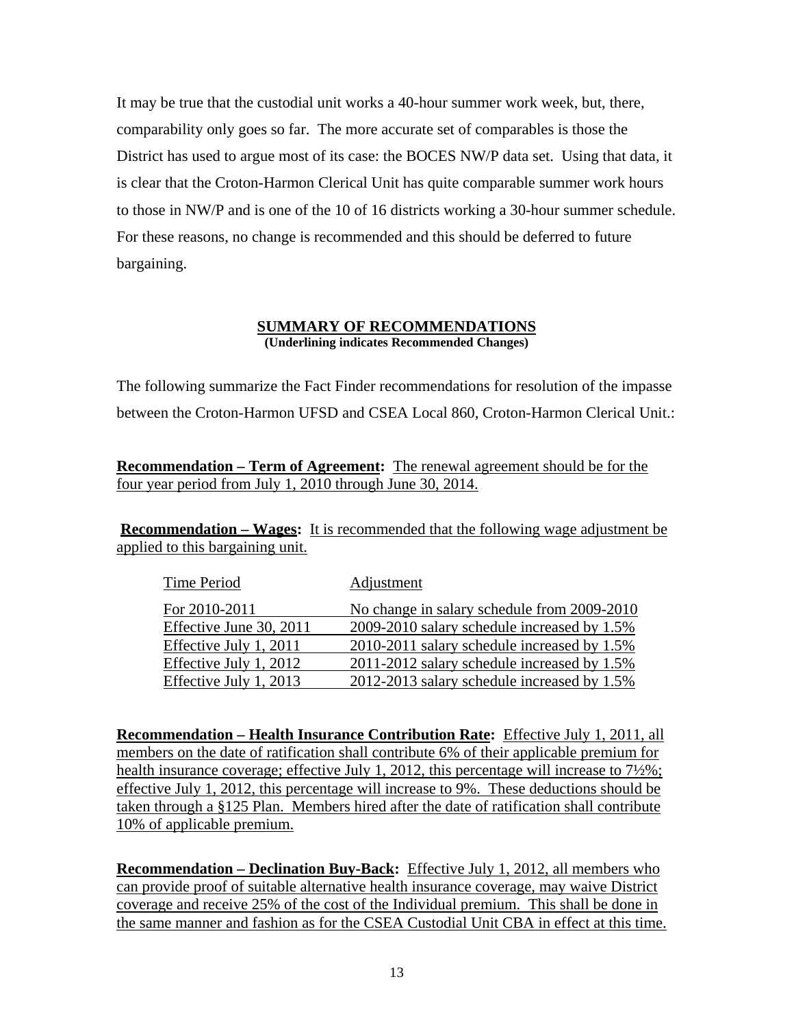It may be true that the custodial unit works a 40-hour summer work week, but, there, comparability only goes so far. The more accurate set of comparables is those the District has used to argue most of its case: the BOCES NW/P data set. Using that data, it is clear that the Croton-Harmon Clerical Unit has quite comparable summer work hours to those in NW/P and is one of the 10 of 16 districts working a 30-hour summer schedule. For these reasons, no change is recommended and this should be deferred to future bargaining.

## SUMMARY OF RECOMMENDATIONS

**(Underlining indicates Recommended Changes)**

The following summarize the Fact Finder recommendations for resolution of the impasse between the Croton-Harmon UFSD and CSEA Local 860, Croton-Harmon Clerical Unit.:

**Recommendation – Term of Agreement:** The renewal agreement should be for the four year period from July 1, 2010 through June 30, 2014.

**Recommendation – Wages:** It is recommended that the following wage adjustment be applied to this bargaining unit.

| Time Period | Adjustment |
|---|---|
| For 2010-2011 | No change in salary schedule from 2009-2010 |
| Effective June 30, 2011 | 2009-2010 salary schedule increased by 1.5% |
| Effective July 1, 2011 | 2010-2011 salary schedule increased by 1.5% |
| Effective July 1, 2012 | 2011-2012 salary schedule increased by 1.5% |
| Effective July 1, 2013 | 2012-2013 salary schedule increased by 1.5% |

**Recommendation – Health Insurance Contribution Rate:** Effective July 1, 2011, all members on the date of ratification shall contribute 6% of their applicable premium for health insurance coverage; effective July 1, 2012, this percentage will increase to 7½%; effective July 1, 2012, this percentage will increase to 9%. These deductions should be taken through a §125 Plan. Members hired after the date of ratification shall contribute 10% of applicable premium.

**Recommendation – Declination Buy-Back:** Effective July 1, 2012, all members who can provide proof of suitable alternative health insurance coverage, may waive District coverage and receive 25% of the cost of the Individual premium. This shall be done in the same manner and fashion as for the CSEA Custodial Unit CBA in effect at this time.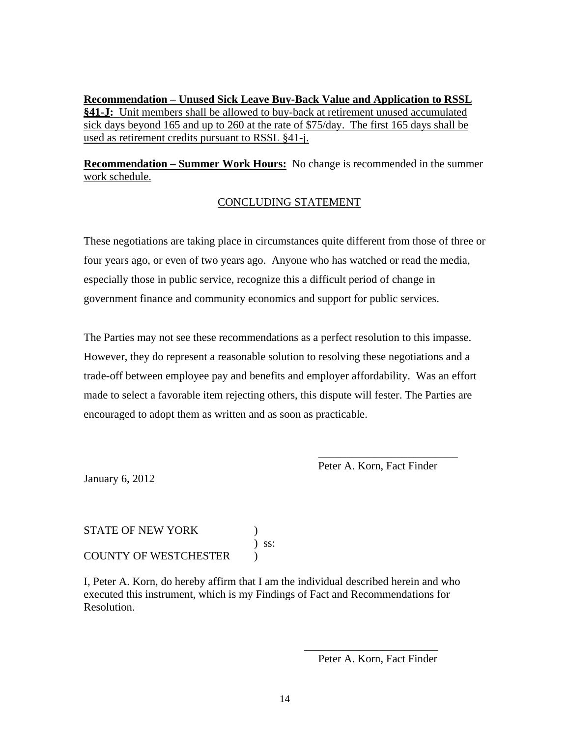**Recommendation – Unused Sick Leave Buy-Back Value and Application to RSSL §41-J:** Unit members shall be allowed to buy-back at retirement unused accumulated sick days beyond 165 and up to 260 at the rate of $75/day. The first 165 days shall be used as retirement credits pursuant to RSSL §41-j.

**Recommendation – Summer Work Hours:** No change is recommended in the summer work schedule.

## CONCLUDING STATEMENT

These negotiations are taking place in circumstances quite different from those of three or four years ago, or even of two years ago. Anyone who has watched or read the media, especially those in public service, recognize this a difficult period of change in government finance and community economics and support for public services.

The Parties may not see these recommendations as a perfect resolution to this impasse. However, they do represent a reasonable solution to resolving these negotiations and a trade-off between employee pay and benefits and employer affordability. Was an effort made to select a favorable item rejecting others, this dispute will fester. The Parties are encouraged to adopt them as written and as soon as practicable.

\_\_\_\_\_\_\_\_\_\_\_\_\_\_\_\_\_\_\_\_\_\_\_\_\_
Peter A. Korn, Fact Finder

January 6, 2012

STATE OF NEW YORK )
) ss:
COUNTY OF WESTCHESTER )

I, Peter A. Korn, do hereby affirm that I am the individual described herein and who executed this instrument, which is my Findings of Fact and Recommendations for Resolution.

\_\_\_\_\_\_\_\_\_\_\_\_\_\_\_\_\_\_\_\_\_\_\_\_\_
Peter A. Korn, Fact Finder